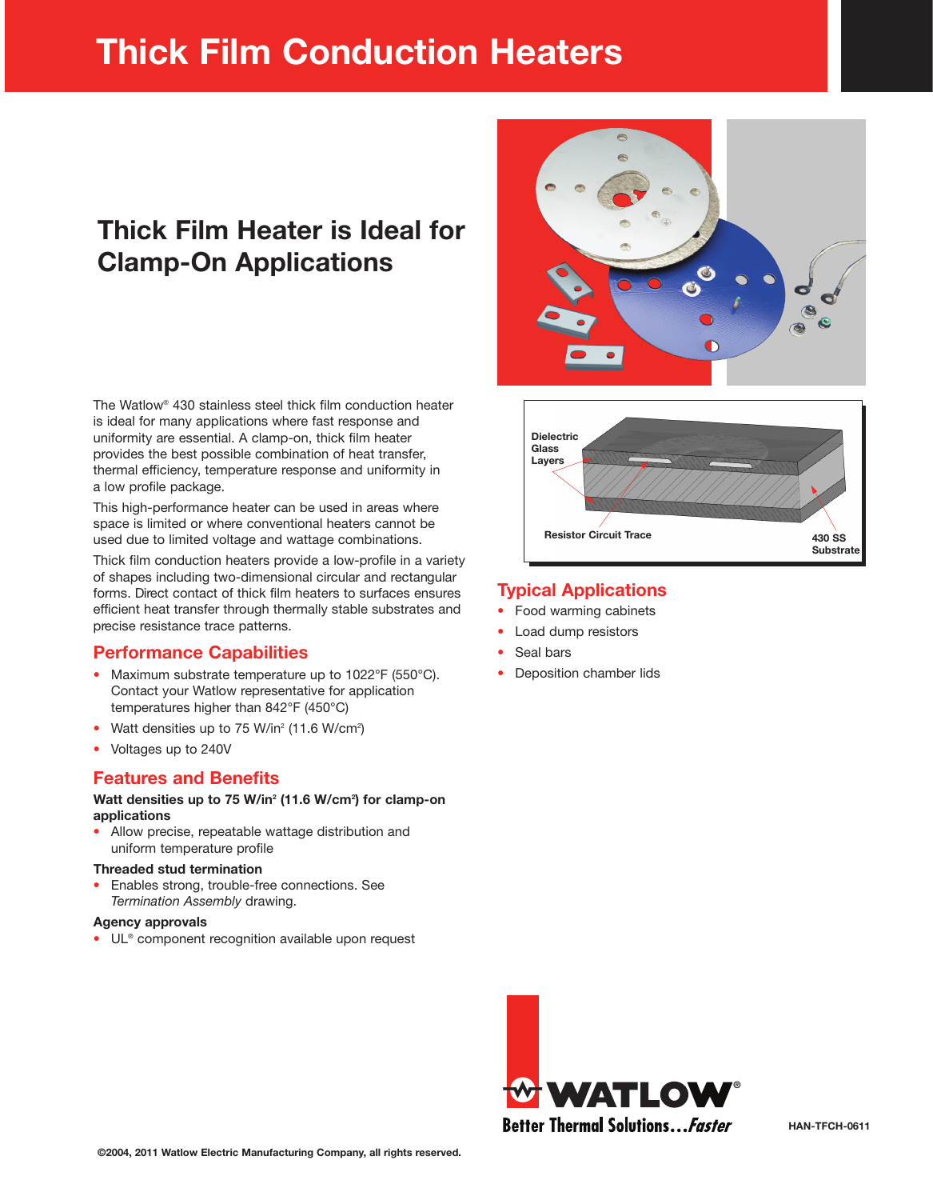# Thick Film Conduction Heaters

## Thick Film Heater is Ideal for Clamp-On Applications

Dielectric Glass Layers

Resistor Circuit Trace

430 SS Substrate

The Watlow® 430 stainless steel thick film conduction heater is ideal for many applications where fast response and uniformity are essential. A clamp-on, thick film heater provides the best possible combination of heat transfer, thermal efficiency, temperature response and uniformity in a low profile package.

This high-performance heater can be used in areas where space is limited or where conventional heaters cannot be used due to limited voltage and wattage combinations.

Thick film conduction heaters provide a low-profile in a variety of shapes including two-dimensional circular and rectangular forms. Direct contact of thick film heaters to surfaces ensures efficient heat transfer through thermally stable substrates and precise resistance trace patterns.

### Performance Capabilities

- Maximum substrate temperature up to 1022°F (550°C). Contact your Watlow representative for application temperatures higher than 842°F (450°C)
- Watt densities up to 75 W/in² (11.6 W/cm²)
- Voltages up to 240V

### Features and Benefits

**Watt densities up to 75 W/in² (11.6 W/cm²) for clamp-on applications**

- Allow precise, repeatable wattage distribution and uniform temperature profile

**Threaded stud termination**

- Enables strong, trouble-free connections. See *Termination Assembly* drawing.

**Agency approvals**

- UL® component recognition available upon request

### Typical Applications

- Food warming cabinets
- Load dump resistors
- Seal bars
- Deposition chamber lids

WATLOW® Better Thermal Solutions...*Faster*

HAN-TFCH-0611

©2004, 2011 Watlow Electric Manufacturing Company, all rights reserved.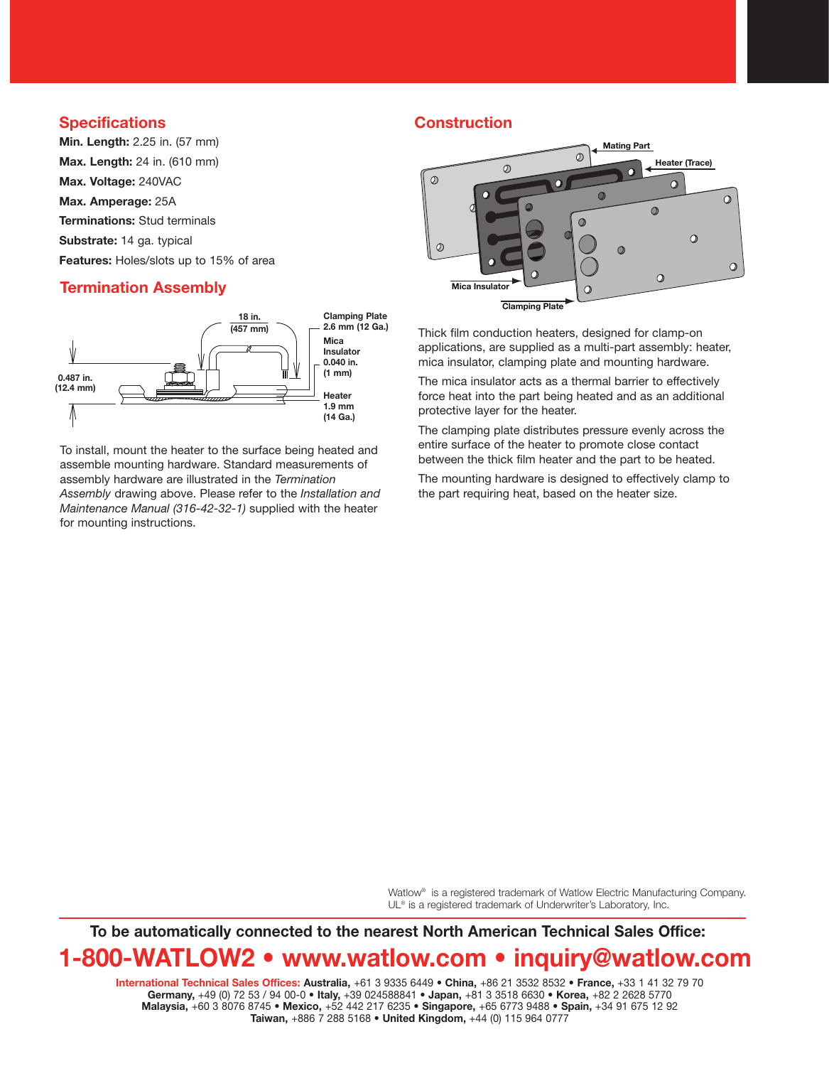## Specifications

**Min. Length:** 2.25 in. (57 mm)

**Max. Length:** 24 in. (610 mm)

**Max. Voltage:** 240VAC

**Max. Amperage:** 25A

**Terminations:** Stud terminals

**Substrate:** 14 ga. typical

**Features:** Holes/slots up to 15% of area

## Termination Assembly

18 in. (457 mm)

Clamping Plate 2.6 mm (12 Ga.)

Mica Insulator 0.040 in. (1 mm)

0.487 in. (12.4 mm)

Heater 1.9 mm (14 Ga.)

To install, mount the heater to the surface being heated and assemble mounting hardware. Standard measurements of assembly hardware are illustrated in the *Termination Assembly* drawing above. Please refer to the *Installation and Maintenance Manual (316-42-32-1)* supplied with the heater for mounting instructions.

## Construction

Mating Part

Heater (Trace)

Mica Insulator

Clamping Plate

Thick film conduction heaters, designed for clamp-on applications, are supplied as a multi-part assembly: heater, mica insulator, clamping plate and mounting hardware.

The mica insulator acts as a thermal barrier to effectively force heat into the part being heated and as an additional protective layer for the heater.

The clamping plate distributes pressure evenly across the entire surface of the heater to promote close contact between the thick film heater and the part to be heated.

The mounting hardware is designed to effectively clamp to the part requiring heat, based on the heater size.

Watlow® is a registered trademark of Watlow Electric Manufacturing Company.
UL® is a registered trademark of Underwriter's Laboratory, Inc.

**To be automatically connected to the nearest North American Technical Sales Office:**

**1-800-WATLOW2 • www.watlow.com • inquiry@watlow.com**

**International Technical Sales Offices: Australia,** +61 3 9335 6449 • **China,** +86 21 3532 8532 • **France,** +33 1 41 32 79 70
**Germany,** +49 (0) 72 53 / 94 00-0 • **Italy,** +39 024588841 • **Japan,** +81 3 3518 6630 • **Korea,** +82 2 2628 5770
**Malaysia,** +60 3 8076 8745 • **Mexico,** +52 442 217 6235 • **Singapore,** +65 6773 9488 • **Spain,** +34 91 675 12 92
**Taiwan,** +886 7 288 5168 • **United Kingdom,** +44 (0) 115 964 0777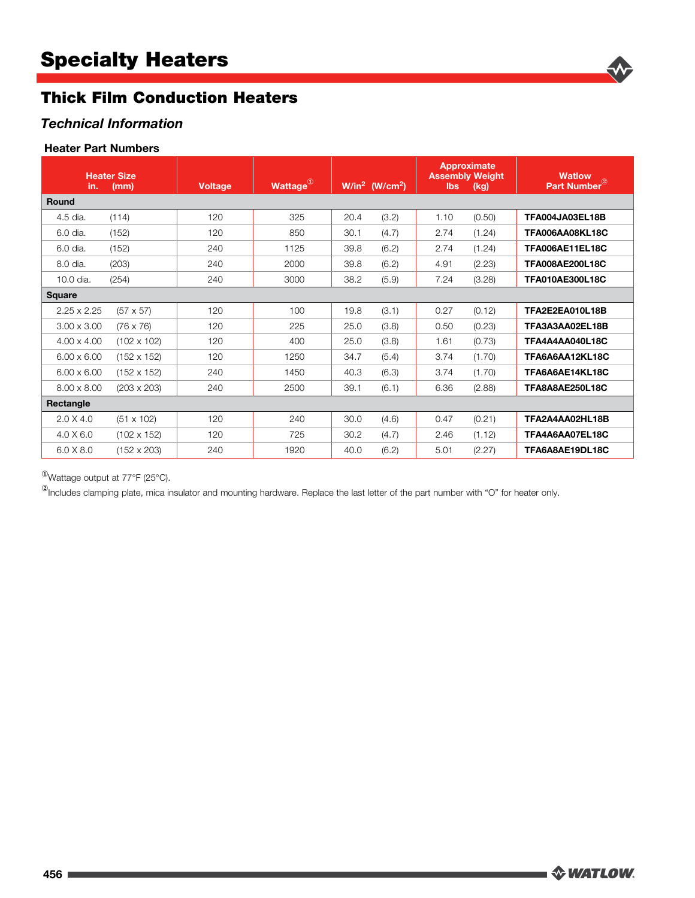# Specialty Heaters

## Thick Film Conduction Heaters

### *Technical Information*

#### Heater Part Numbers

| Heater Size in. | (mm) | Voltage | Wattage[1] | W/in² | (W/cm²) | Approximate Assembly Weight lbs | (kg) | Watlow Part Number[2] |
|---|---|---|---|---|---|---|---|---|
| **Round** | | | | | | | | |
| 4.5 dia. | (114) | 120 | 325 | 20.4 | (3.2) | 1.10 | (0.50) | **TFA004JA03EL18B** |
| 6.0 dia. | (152) | 120 | 850 | 30.1 | (4.7) | 2.74 | (1.24) | **TFA006AA08KL18C** |
| 6.0 dia. | (152) | 240 | 1125 | 39.8 | (6.2) | 2.74 | (1.24) | **TFA006AE11EL18C** |
| 8.0 dia. | (203) | 240 | 2000 | 39.8 | (6.2) | 4.91 | (2.23) | **TFA008AE200L18C** |
| 10.0 dia. | (254) | 240 | 3000 | 38.2 | (5.9) | 7.24 | (3.28) | **TFA010AE300L18C** |
| **Square** | | | | | | | | |
| 2.25 x 2.25 | (57 x 57) | 120 | 100 | 19.8 | (3.1) | 0.27 | (0.12) | **TFA2E2EA010L18B** |
| 3.00 x 3.00 | (76 x 76) | 120 | 225 | 25.0 | (3.8) | 0.50 | (0.23) | **TFA3A3AA02EL18B** |
| 4.00 x 4.00 | (102 x 102) | 120 | 400 | 25.0 | (3.8) | 1.61 | (0.73) | **TFA4A4AA040L18C** |
| 6.00 x 6.00 | (152 x 152) | 120 | 1250 | 34.7 | (5.4) | 3.74 | (1.70) | **TFA6A6AA12KL18C** |
| 6.00 x 6.00 | (152 x 152) | 240 | 1450 | 40.3 | (6.3) | 3.74 | (1.70) | **TFA6A6AE14KL18C** |
| 8.00 x 8.00 | (203 x 203) | 240 | 2500 | 39.1 | (6.1) | 6.36 | (2.88) | **TFA8A8AE250L18C** |
| **Rectangle** | | | | | | | | |
| 2.0 X 4.0 | (51 x 102) | 120 | 240 | 30.0 | (4.6) | 0.47 | (0.21) | **TFA2A4AA02HL18B** |
| 4.0 X 6.0 | (102 x 152) | 120 | 725 | 30.2 | (4.7) | 2.46 | (1.12) | **TFA4A6AA07EL18C** |
| 6.0 X 8.0 | (152 x 203) | 240 | 1920 | 40.0 | (6.2) | 5.01 | (2.27) | **TFA6A8AE19DL18C** |

[1] Wattage output at 77°F (25°C).

[2] Includes clamping plate, mica insulator and mounting hardware. Replace the last letter of the part number with "O" for heater only.